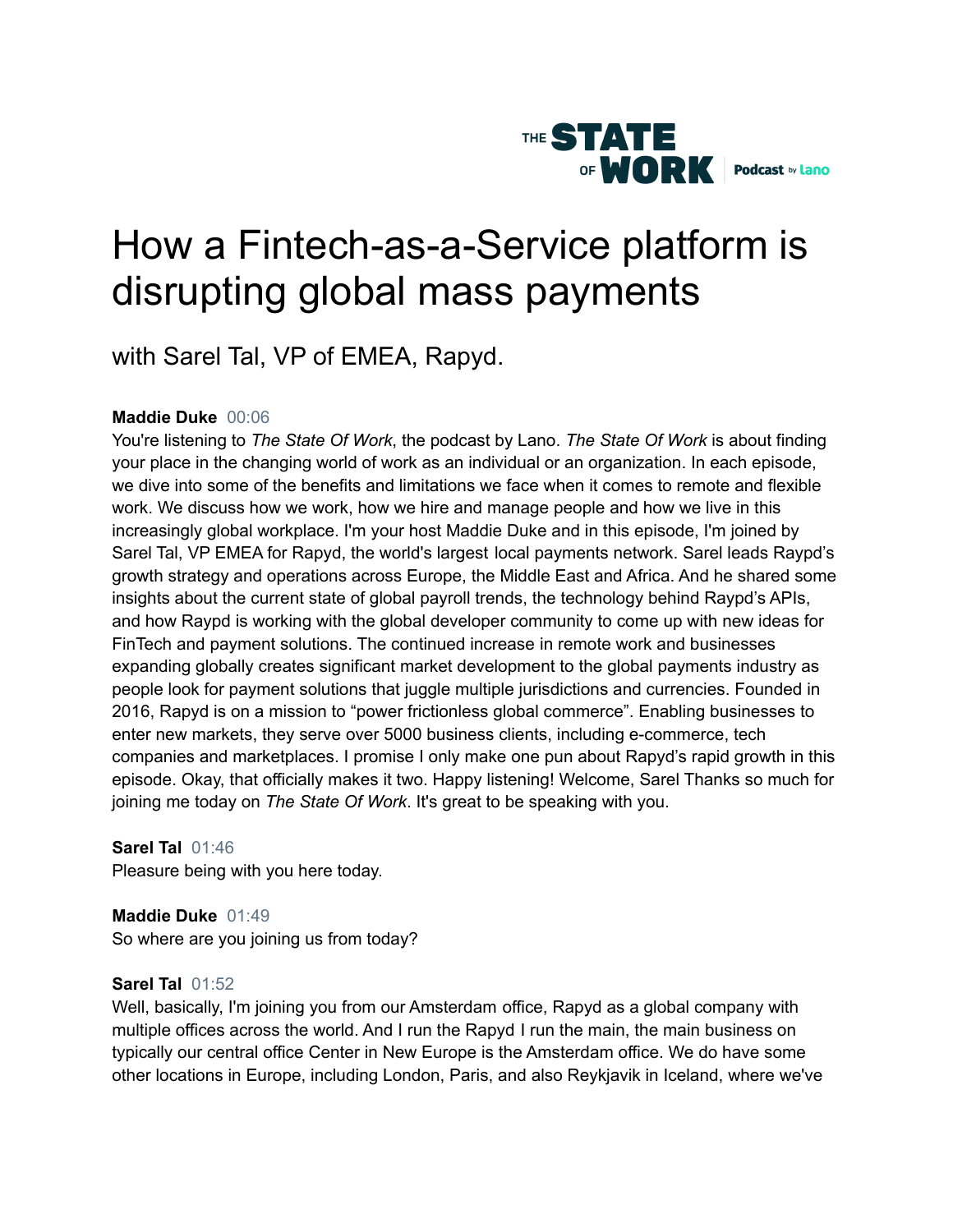# How a Fintech-as-a-Service platform is disrupting global mass payments

## with Sarel Tal, VP of EMEA, Rapyd.

**Maddie Duke** 00:06
You're listening to *The State Of Work*, the podcast by Lano. *The State Of Work* is about finding your place in the changing world of work as an individual or an organization. In each episode, we dive into some of the benefits and limitations we face when it comes to remote and flexible work. We discuss how we work, how we hire and manage people and how we live in this increasingly global workplace. I'm your host Maddie Duke and in this episode, I'm joined by Sarel Tal, VP EMEA for Rapyd, the world's largest local payments network. Sarel leads Raypd's growth strategy and operations across Europe, the Middle East and Africa. And he shared some insights about the current state of global payroll trends, the technology behind Raypd's APIs, and how Raypd is working with the global developer community to come up with new ideas for FinTech and payment solutions. The continued increase in remote work and businesses expanding globally creates significant market development to the global payments industry as people look for payment solutions that juggle multiple jurisdictions and currencies. Founded in 2016, Rapyd is on a mission to "power frictionless global commerce". Enabling businesses to enter new markets, they serve over 5000 business clients, including e-commerce, tech companies and marketplaces. I promise I only make one pun about Rapyd's rapid growth in this episode. Okay, that officially makes it two. Happy listening! Welcome, Sarel Thanks so much for joining me today on *The State Of Work*. It's great to be speaking with you.

**Sarel Tal** 01:46
Pleasure being with you here today.

**Maddie Duke** 01:49
So where are you joining us from today?

**Sarel Tal** 01:52
Well, basically, I'm joining you from our Amsterdam office, Rapyd as a global company with multiple offices across the world. And I run the Rapyd I run the main, the main business on typically our central office Center in New Europe is the Amsterdam office. We do have some other locations in Europe, including London, Paris, and also Reykjavik in Iceland, where we've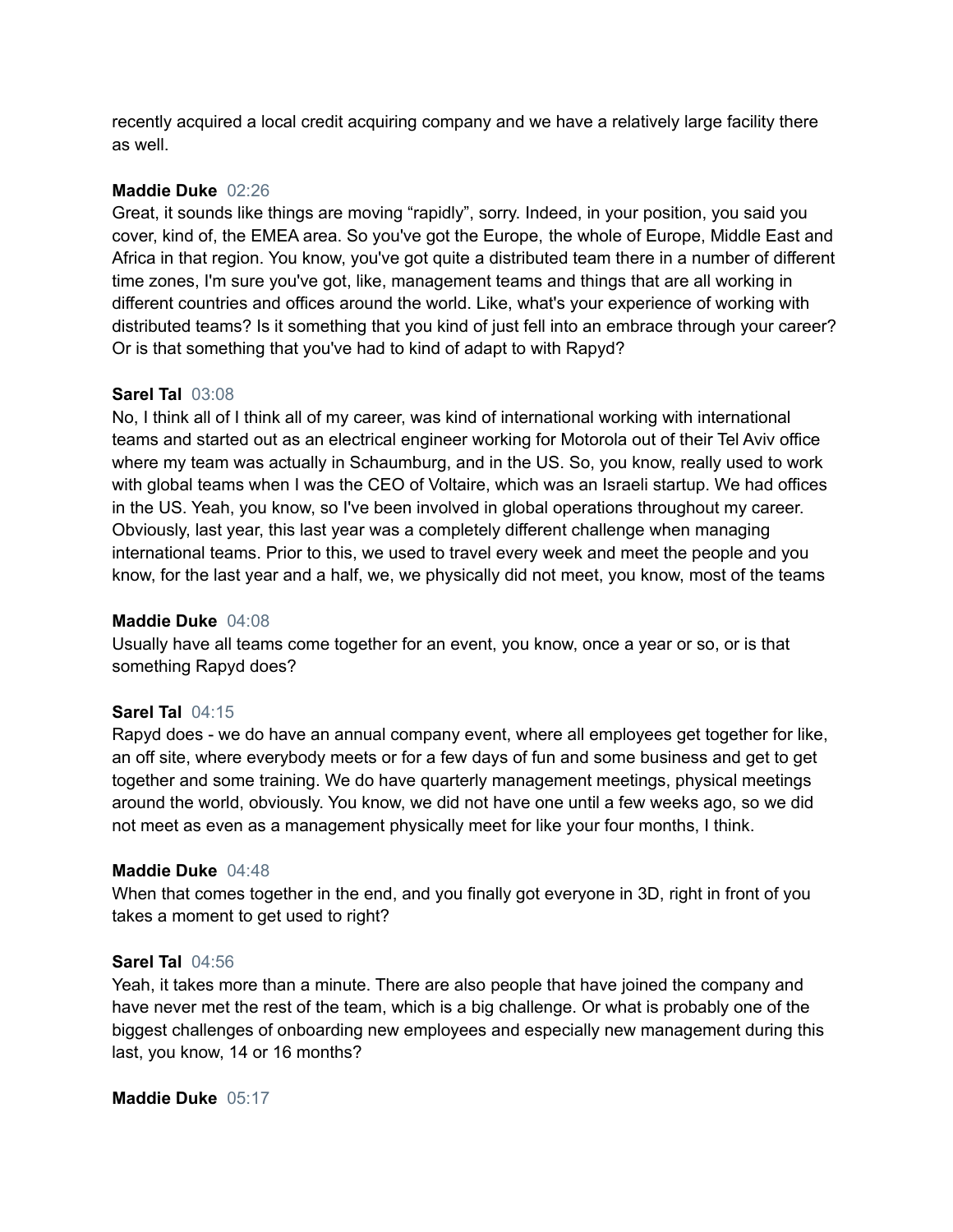recently acquired a local credit acquiring company and we have a relatively large facility there as well.

**Maddie Duke** 02:26
Great, it sounds like things are moving "rapidly", sorry. Indeed, in your position, you said you cover, kind of, the EMEA area. So you've got the Europe, the whole of Europe, Middle East and Africa in that region. You know, you've got quite a distributed team there in a number of different time zones, I'm sure you've got, like, management teams and things that are all working in different countries and offices around the world. Like, what's your experience of working with distributed teams? Is it something that you kind of just fell into an embrace through your career? Or is that something that you've had to kind of adapt to with Rapyd?

**Sarel Tal** 03:08
No, I think all of I think all of my career, was kind of international working with international teams and started out as an electrical engineer working for Motorola out of their Tel Aviv office where my team was actually in Schaumburg, and in the US. So, you know, really used to work with global teams when I was the CEO of Voltaire, which was an Israeli startup. We had offices in the US. Yeah, you know, so I've been involved in global operations throughout my career. Obviously, last year, this last year was a completely different challenge when managing international teams. Prior to this, we used to travel every week and meet the people and you know, for the last year and a half, we, we physically did not meet, you know, most of the teams

**Maddie Duke** 04:08
Usually have all teams come together for an event, you know, once a year or so, or is that something Rapyd does?

**Sarel Tal** 04:15
Rapyd does - we do have an annual company event, where all employees get together for like, an off site, where everybody meets or for a few days of fun and some business and get to get together and some training. We do have quarterly management meetings, physical meetings around the world, obviously. You know, we did not have one until a few weeks ago, so we did not meet as even as a management physically meet for like your four months, I think.

**Maddie Duke** 04:48
When that comes together in the end, and you finally got everyone in 3D, right in front of you takes a moment to get used to right?

**Sarel Tal** 04:56
Yeah, it takes more than a minute. There are also people that have joined the company and have never met the rest of the team, which is a big challenge. Or what is probably one of the biggest challenges of onboarding new employees and especially new management during this last, you know, 14 or 16 months?

**Maddie Duke** 05:17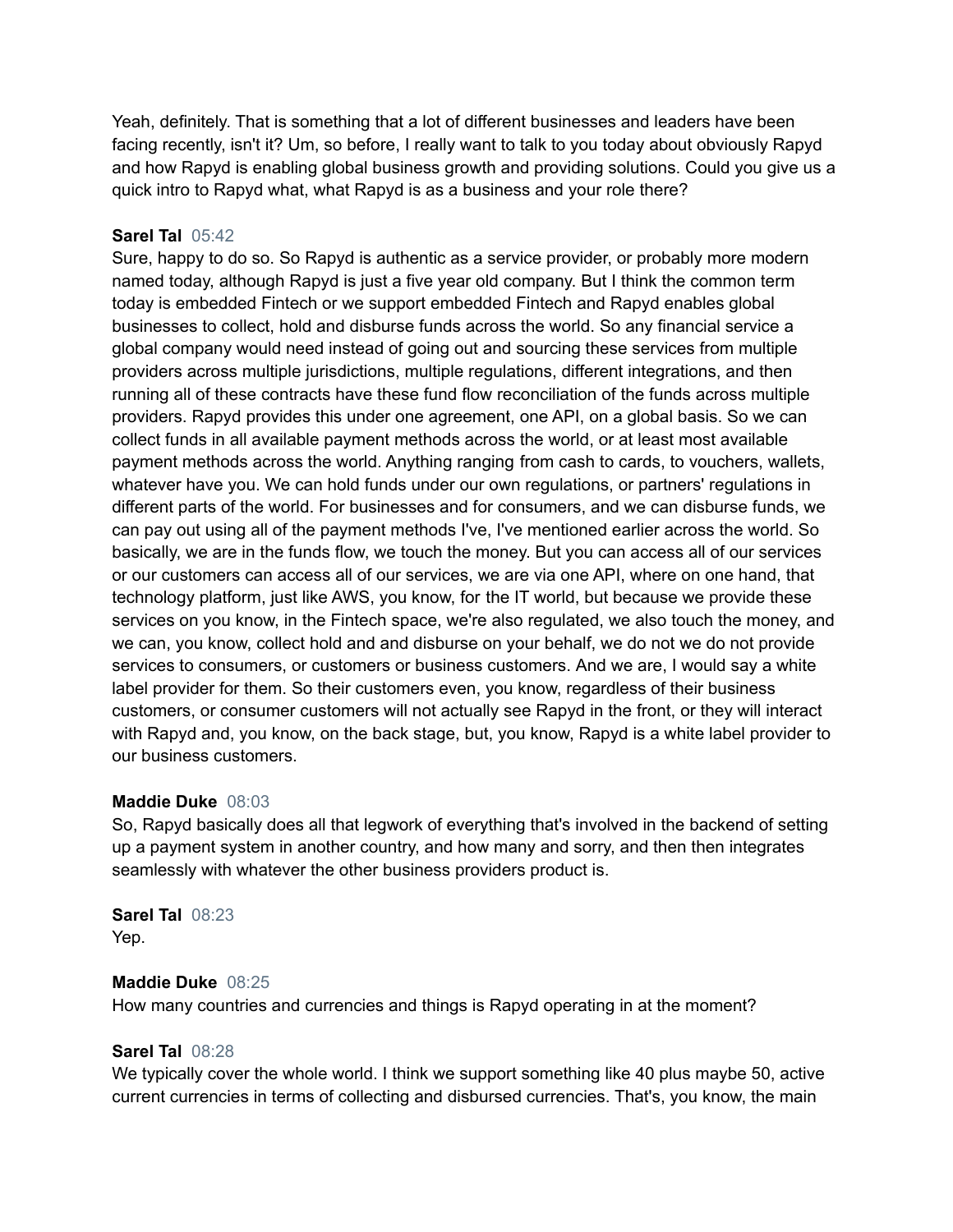Yeah, definitely. That is something that a lot of different businesses and leaders have been facing recently, isn't it? Um, so before, I really want to talk to you today about obviously Rapyd and how Rapyd is enabling global business growth and providing solutions. Could you give us a quick intro to Rapyd what, what Rapyd is as a business and your role there?

**Sarel Tal** 05:42
Sure, happy to do so. So Rapyd is authentic as a service provider, or probably more modern named today, although Rapyd is just a five year old company. But I think the common term today is embedded Fintech or we support embedded Fintech and Rapyd enables global businesses to collect, hold and disburse funds across the world. So any financial service a global company would need instead of going out and sourcing these services from multiple providers across multiple jurisdictions, multiple regulations, different integrations, and then running all of these contracts have these fund flow reconciliation of the funds across multiple providers. Rapyd provides this under one agreement, one API, on a global basis. So we can collect funds in all available payment methods across the world, or at least most available payment methods across the world. Anything ranging from cash to cards, to vouchers, wallets, whatever have you. We can hold funds under our own regulations, or partners' regulations in different parts of the world. For businesses and for consumers, and we can disburse funds, we can pay out using all of the payment methods I've, I've mentioned earlier across the world. So basically, we are in the funds flow, we touch the money. But you can access all of our services or our customers can access all of our services, we are via one API, where on one hand, that technology platform, just like AWS, you know, for the IT world, but because we provide these services on you know, in the Fintech space, we're also regulated, we also touch the money, and we can, you know, collect hold and and disburse on your behalf, we do not we do not provide services to consumers, or customers or business customers. And we are, I would say a white label provider for them. So their customers even, you know, regardless of their business customers, or consumer customers will not actually see Rapyd in the front, or they will interact with Rapyd and, you know, on the back stage, but, you know, Rapyd is a white label provider to our business customers.

**Maddie Duke** 08:03
So, Rapyd basically does all that legwork of everything that's involved in the backend of setting up a payment system in another country, and how many and sorry, and then then integrates seamlessly with whatever the other business providers product is.

**Sarel Tal** 08:23
Yep.

**Maddie Duke** 08:25
How many countries and currencies and things is Rapyd operating in at the moment?

**Sarel Tal** 08:28
We typically cover the whole world. I think we support something like 40 plus maybe 50, active current currencies in terms of collecting and disbursed currencies. That's, you know, the main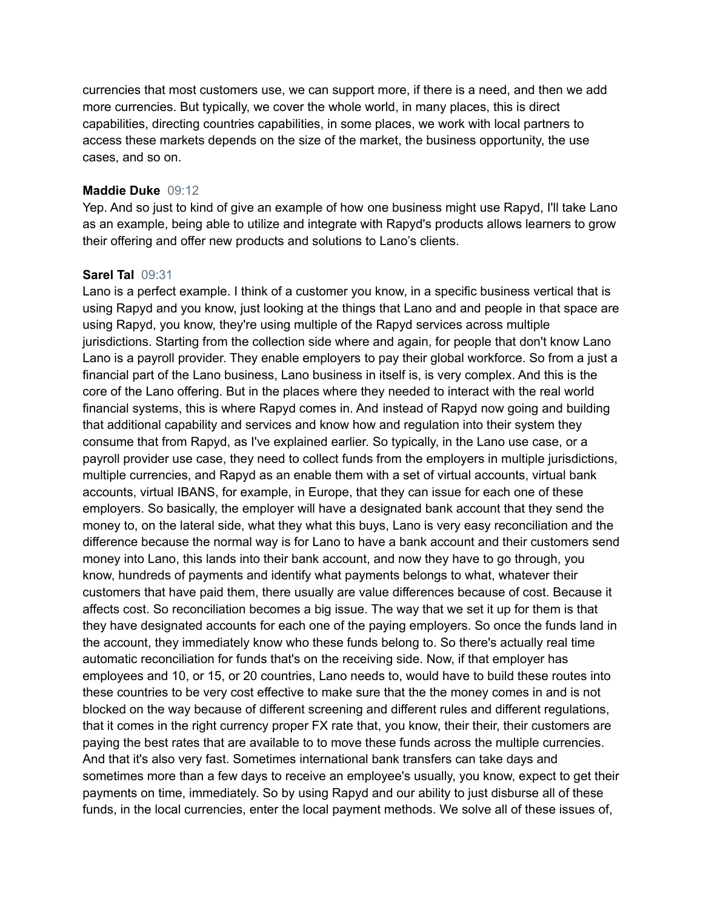currencies that most customers use, we can support more, if there is a need, and then we add more currencies. But typically, we cover the whole world, in many places, this is direct capabilities, directing countries capabilities, in some places, we work with local partners to access these markets depends on the size of the market, the business opportunity, the use cases, and so on.

**Maddie Duke** 09:12
Yep. And so just to kind of give an example of how one business might use Rapyd, I'll take Lano as an example, being able to utilize and integrate with Rapyd's products allows learners to grow their offering and offer new products and solutions to Lano's clients.

**Sarel Tal** 09:31
Lano is a perfect example. I think of a customer you know, in a specific business vertical that is using Rapyd and you know, just looking at the things that Lano and and people in that space are using Rapyd, you know, they're using multiple of the Rapyd services across multiple jurisdictions. Starting from the collection side where and again, for people that don't know Lano Lano is a payroll provider. They enable employers to pay their global workforce. So from a just a financial part of the Lano business, Lano business in itself is, is very complex. And this is the core of the Lano offering. But in the places where they needed to interact with the real world financial systems, this is where Rapyd comes in. And instead of Rapyd now going and building that additional capability and services and know how and regulation into their system they consume that from Rapyd, as I've explained earlier. So typically, in the Lano use case, or a payroll provider use case, they need to collect funds from the employers in multiple jurisdictions, multiple currencies, and Rapyd as an enable them with a set of virtual accounts, virtual bank accounts, virtual IBANS, for example, in Europe, that they can issue for each one of these employers. So basically, the employer will have a designated bank account that they send the money to, on the lateral side, what they what this buys, Lano is very easy reconciliation and the difference because the normal way is for Lano to have a bank account and their customers send money into Lano, this lands into their bank account, and now they have to go through, you know, hundreds of payments and identify what payments belongs to what, whatever their customers that have paid them, there usually are value differences because of cost. Because it affects cost. So reconciliation becomes a big issue. The way that we set it up for them is that they have designated accounts for each one of the paying employers. So once the funds land in the account, they immediately know who these funds belong to. So there's actually real time automatic reconciliation for funds that's on the receiving side. Now, if that employer has employees and 10, or 15, or 20 countries, Lano needs to, would have to build these routes into these countries to be very cost effective to make sure that the the money comes in and is not blocked on the way because of different screening and different rules and different regulations, that it comes in the right currency proper FX rate that, you know, their their, their customers are paying the best rates that are available to to move these funds across the multiple currencies. And that it's also very fast. Sometimes international bank transfers can take days and sometimes more than a few days to receive an employee's usually, you know, expect to get their payments on time, immediately. So by using Rapyd and our ability to just disburse all of these funds, in the local currencies, enter the local payment methods. We solve all of these issues of,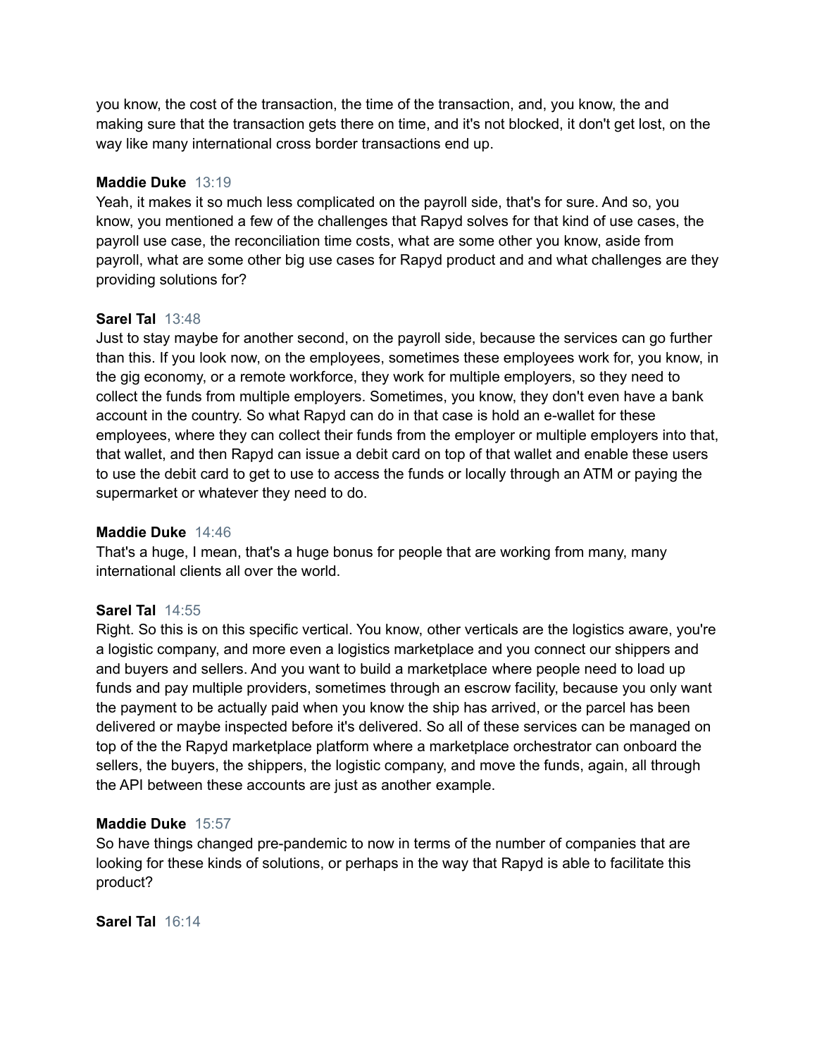you know, the cost of the transaction, the time of the transaction, and, you know, the and making sure that the transaction gets there on time, and it's not blocked, it don't get lost, on the way like many international cross border transactions end up.

**Maddie Duke** 13:19
Yeah, it makes it so much less complicated on the payroll side, that's for sure. And so, you know, you mentioned a few of the challenges that Rapyd solves for that kind of use cases, the payroll use case, the reconciliation time costs, what are some other you know, aside from payroll, what are some other big use cases for Rapyd product and and what challenges are they providing solutions for?

**Sarel Tal** 13:48
Just to stay maybe for another second, on the payroll side, because the services can go further than this. If you look now, on the employees, sometimes these employees work for, you know, in the gig economy, or a remote workforce, they work for multiple employers, so they need to collect the funds from multiple employers. Sometimes, you know, they don't even have a bank account in the country. So what Rapyd can do in that case is hold an e-wallet for these employees, where they can collect their funds from the employer or multiple employers into that, that wallet, and then Rapyd can issue a debit card on top of that wallet and enable these users to use the debit card to get to use to access the funds or locally through an ATM or paying the supermarket or whatever they need to do.

**Maddie Duke** 14:46
That's a huge, I mean, that's a huge bonus for people that are working from many, many international clients all over the world.

**Sarel Tal** 14:55
Right. So this is on this specific vertical. You know, other verticals are the logistics aware, you're a logistic company, and more even a logistics marketplace and you connect our shippers and and buyers and sellers. And you want to build a marketplace where people need to load up funds and pay multiple providers, sometimes through an escrow facility, because you only want the payment to be actually paid when you know the ship has arrived, or the parcel has been delivered or maybe inspected before it's delivered. So all of these services can be managed on top of the the Rapyd marketplace platform where a marketplace orchestrator can onboard the sellers, the buyers, the shippers, the logistic company, and move the funds, again, all through the API between these accounts are just as another example.

**Maddie Duke** 15:57
So have things changed pre-pandemic to now in terms of the number of companies that are looking for these kinds of solutions, or perhaps in the way that Rapyd is able to facilitate this product?

**Sarel Tal** 16:14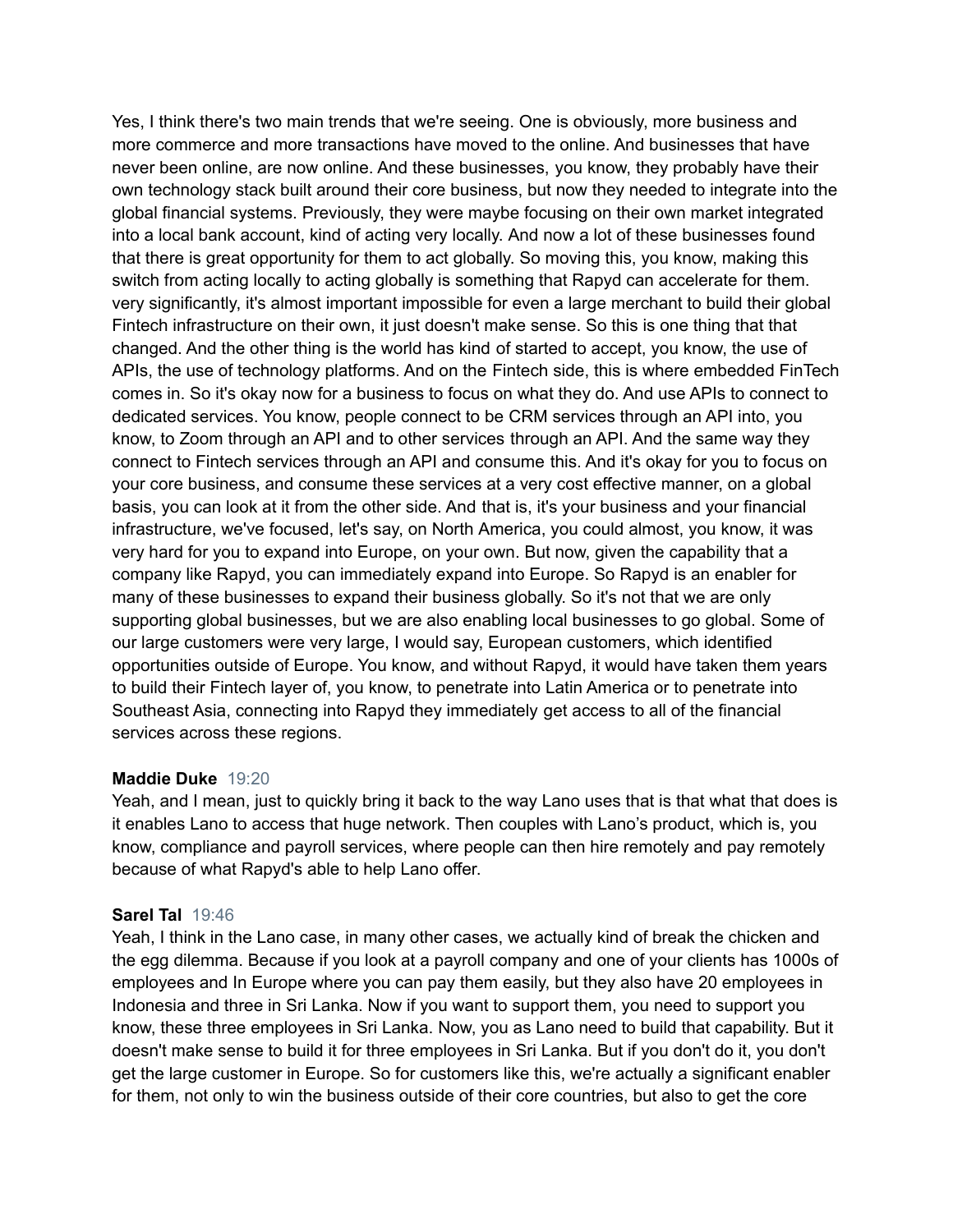Yes, I think there's two main trends that we're seeing. One is obviously, more business and more commerce and more transactions have moved to the online. And businesses that have never been online, are now online. And these businesses, you know, they probably have their own technology stack built around their core business, but now they needed to integrate into the global financial systems. Previously, they were maybe focusing on their own market integrated into a local bank account, kind of acting very locally. And now a lot of these businesses found that there is great opportunity for them to act globally. So moving this, you know, making this switch from acting locally to acting globally is something that Rapyd can accelerate for them. very significantly, it's almost important impossible for even a large merchant to build their global Fintech infrastructure on their own, it just doesn't make sense. So this is one thing that that changed. And the other thing is the world has kind of started to accept, you know, the use of APIs, the use of technology platforms. And on the Fintech side, this is where embedded FinTech comes in. So it's okay now for a business to focus on what they do. And use APIs to connect to dedicated services. You know, people connect to be CRM services through an API into, you know, to Zoom through an API and to other services through an API. And the same way they connect to Fintech services through an API and consume this. And it's okay for you to focus on your core business, and consume these services at a very cost effective manner, on a global basis, you can look at it from the other side. And that is, it's your business and your financial infrastructure, we've focused, let's say, on North America, you could almost, you know, it was very hard for you to expand into Europe, on your own. But now, given the capability that a company like Rapyd, you can immediately expand into Europe. So Rapyd is an enabler for many of these businesses to expand their business globally. So it's not that we are only supporting global businesses, but we are also enabling local businesses to go global. Some of our large customers were very large, I would say, European customers, which identified opportunities outside of Europe. You know, and without Rapyd, it would have taken them years to build their Fintech layer of, you know, to penetrate into Latin America or to penetrate into Southeast Asia, connecting into Rapyd they immediately get access to all of the financial services across these regions.

**Maddie Duke** 19:20
Yeah, and I mean, just to quickly bring it back to the way Lano uses that is that what that does is it enables Lano to access that huge network. Then couples with Lano's product, which is, you know, compliance and payroll services, where people can then hire remotely and pay remotely because of what Rapyd's able to help Lano offer.

**Sarel Tal** 19:46
Yeah, I think in the Lano case, in many other cases, we actually kind of break the chicken and the egg dilemma. Because if you look at a payroll company and one of your clients has 1000s of employees and In Europe where you can pay them easily, but they also have 20 employees in Indonesia and three in Sri Lanka. Now if you want to support them, you need to support you know, these three employees in Sri Lanka. Now, you as Lano need to build that capability. But it doesn't make sense to build it for three employees in Sri Lanka. But if you don't do it, you don't get the large customer in Europe. So for customers like this, we're actually a significant enabler for them, not only to win the business outside of their core countries, but also to get the core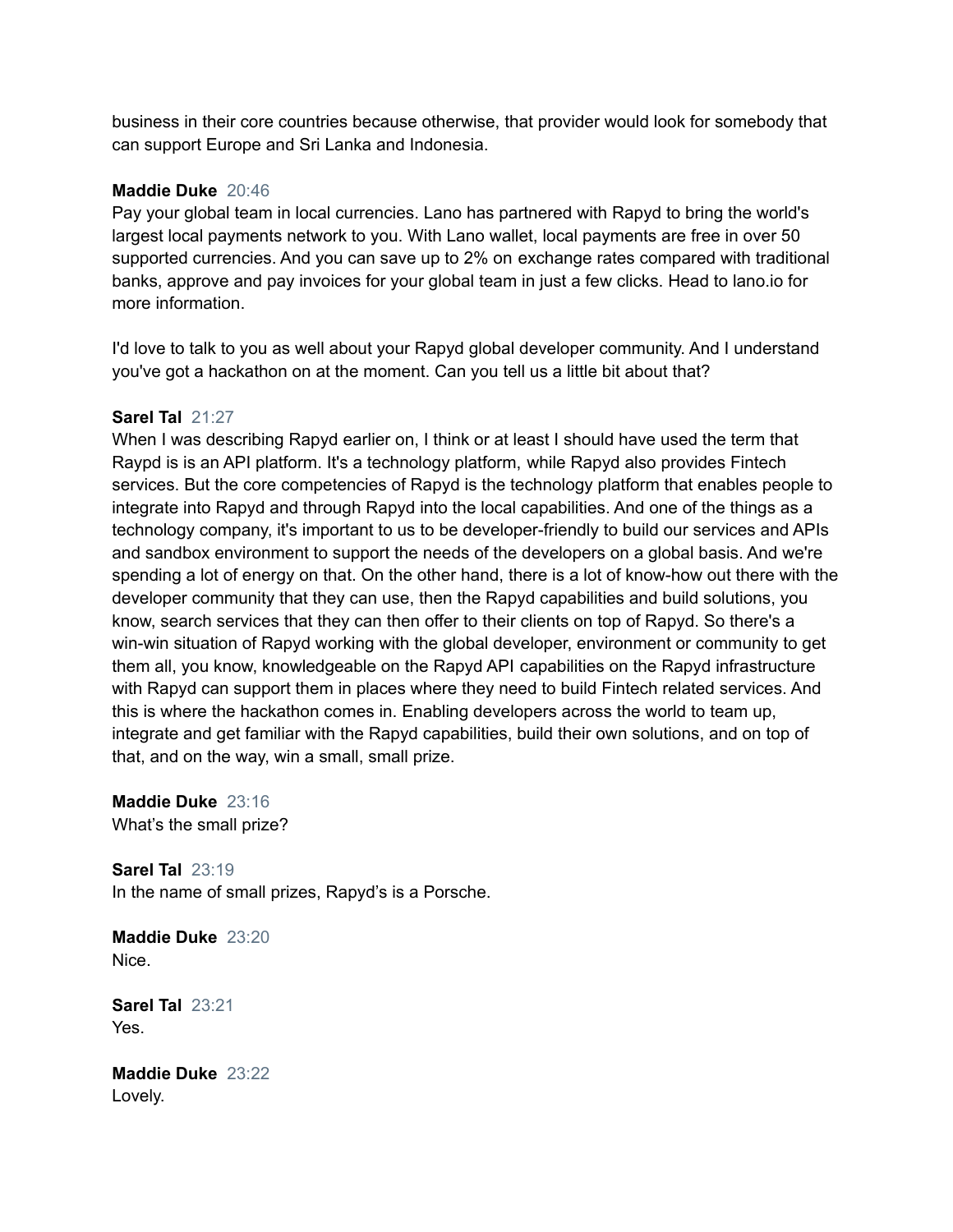business in their core countries because otherwise, that provider would look for somebody that can support Europe and Sri Lanka and Indonesia.

**Maddie Duke** 20:46
Pay your global team in local currencies. Lano has partnered with Rapyd to bring the world's largest local payments network to you. With Lano wallet, local payments are free in over 50 supported currencies. And you can save up to 2% on exchange rates compared with traditional banks, approve and pay invoices for your global team in just a few clicks. Head to lano.io for more information.

I'd love to talk to you as well about your Rapyd global developer community. And I understand you've got a hackathon on at the moment. Can you tell us a little bit about that?

**Sarel Tal** 21:27
When I was describing Rapyd earlier on, I think or at least I should have used the term that Raypd is is an API platform. It's a technology platform, while Rapyd also provides Fintech services. But the core competencies of Rapyd is the technology platform that enables people to integrate into Rapyd and through Rapyd into the local capabilities. And one of the things as a technology company, it's important to us to be developer-friendly to build our services and APIs and sandbox environment to support the needs of the developers on a global basis. And we're spending a lot of energy on that. On the other hand, there is a lot of know-how out there with the developer community that they can use, then the Rapyd capabilities and build solutions, you know, search services that they can then offer to their clients on top of Rapyd. So there's a win-win situation of Rapyd working with the global developer, environment or community to get them all, you know, knowledgeable on the Rapyd API capabilities on the Rapyd infrastructure with Rapyd can support them in places where they need to build Fintech related services. And this is where the hackathon comes in. Enabling developers across the world to team up, integrate and get familiar with the Rapyd capabilities, build their own solutions, and on top of that, and on the way, win a small, small prize.

**Maddie Duke** 23:16
What's the small prize?

**Sarel Tal** 23:19
In the name of small prizes, Rapyd's is a Porsche.

**Maddie Duke** 23:20
Nice.

**Sarel Tal** 23:21
Yes.

**Maddie Duke** 23:22
Lovely.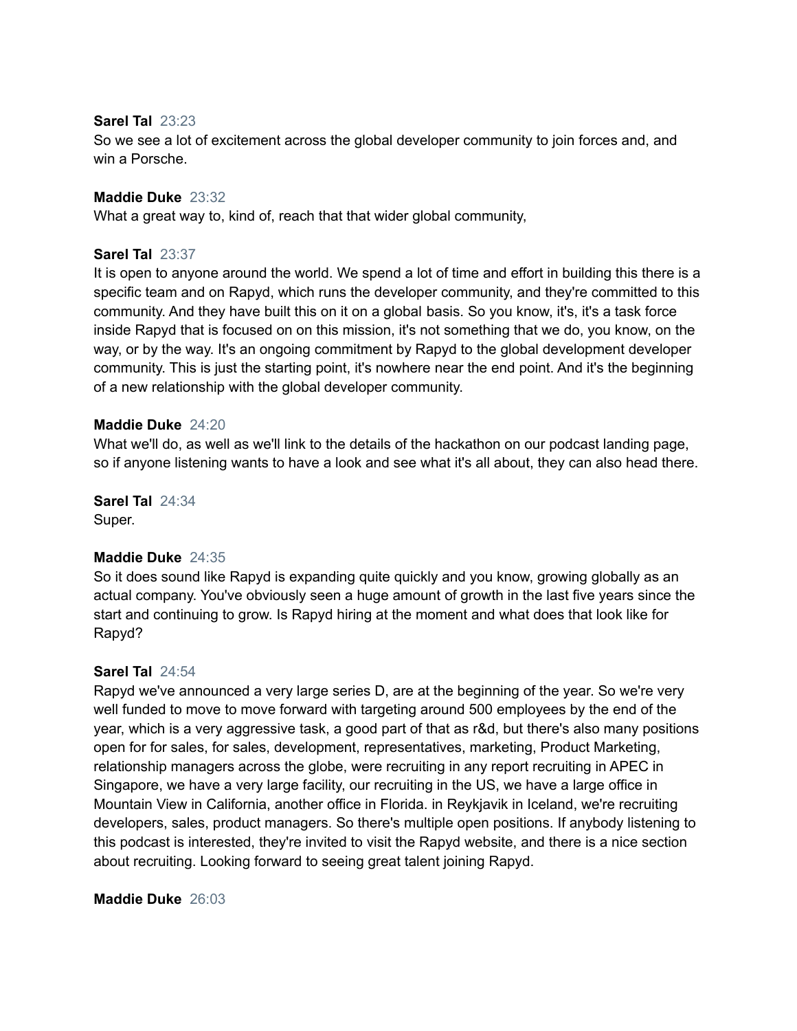**Sarel Tal** 23:23
So we see a lot of excitement across the global developer community to join forces and, and win a Porsche.

**Maddie Duke** 23:32
What a great way to, kind of, reach that that wider global community,

**Sarel Tal** 23:37
It is open to anyone around the world. We spend a lot of time and effort in building this there is a specific team and on Rapyd, which runs the developer community, and they're committed to this community. And they have built this on it on a global basis. So you know, it's, it's a task force inside Rapyd that is focused on on this mission, it's not something that we do, you know, on the way, or by the way. It's an ongoing commitment by Rapyd to the global development developer community. This is just the starting point, it's nowhere near the end point. And it's the beginning of a new relationship with the global developer community.

**Maddie Duke** 24:20
What we'll do, as well as we'll link to the details of the hackathon on our podcast landing page, so if anyone listening wants to have a look and see what it's all about, they can also head there.

**Sarel Tal** 24:34
Super.

**Maddie Duke** 24:35
So it does sound like Rapyd is expanding quite quickly and you know, growing globally as an actual company. You've obviously seen a huge amount of growth in the last five years since the start and continuing to grow. Is Rapyd hiring at the moment and what does that look like for Rapyd?

**Sarel Tal** 24:54
Rapyd we've announced a very large series D, are at the beginning of the year. So we're very well funded to move to move forward with targeting around 500 employees by the end of the year, which is a very aggressive task, a good part of that as r&d, but there's also many positions open for for sales, for sales, development, representatives, marketing, Product Marketing, relationship managers across the globe, were recruiting in any report recruiting in APEC in Singapore, we have a very large facility, our recruiting in the US, we have a large office in Mountain View in California, another office in Florida. in Reykjavik in Iceland, we're recruiting developers, sales, product managers. So there's multiple open positions. If anybody listening to this podcast is interested, they're invited to visit the Rapyd website, and there is a nice section about recruiting. Looking forward to seeing great talent joining Rapyd.

**Maddie Duke** 26:03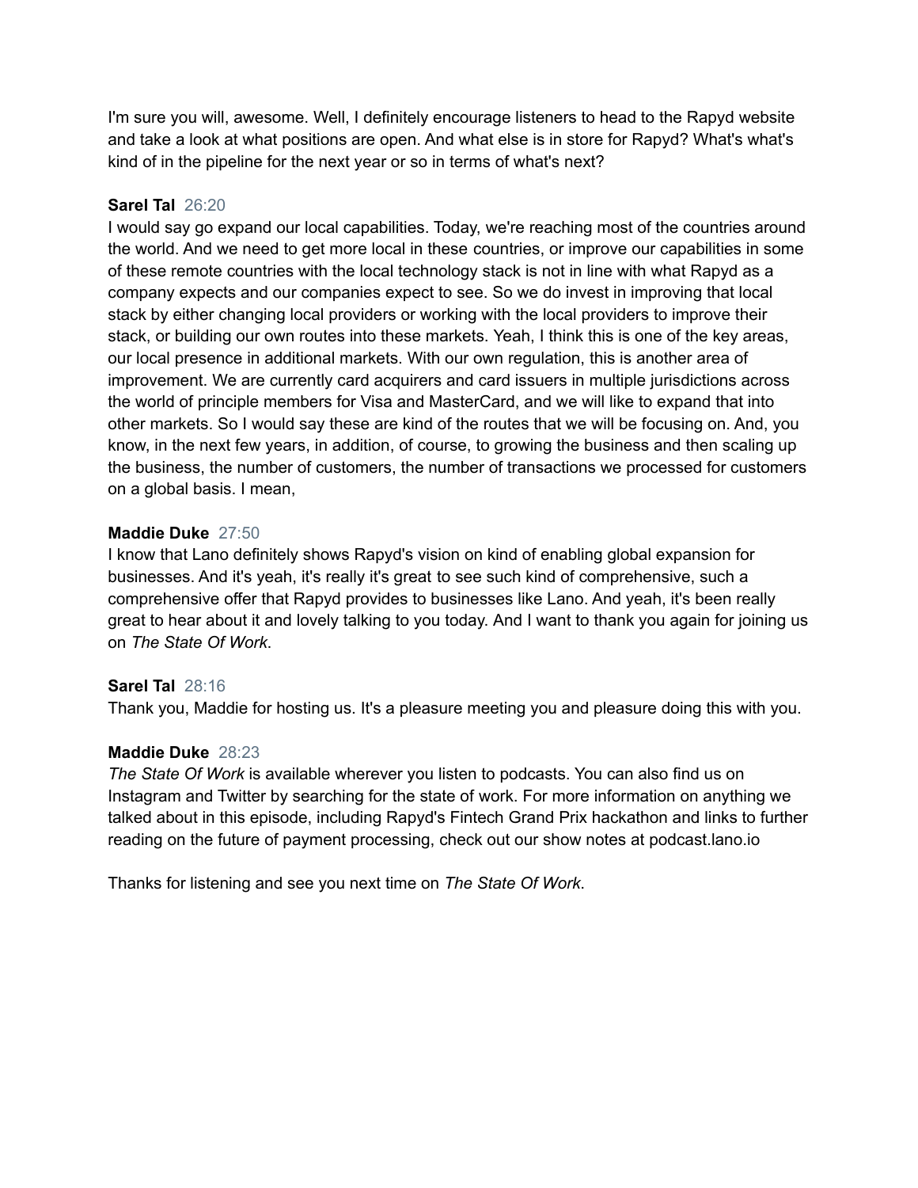I'm sure you will, awesome. Well, I definitely encourage listeners to head to the Rapyd website and take a look at what positions are open. And what else is in store for Rapyd? What's what's kind of in the pipeline for the next year or so in terms of what's next?

**Sarel Tal** 26:20
I would say go expand our local capabilities. Today, we're reaching most of the countries around the world. And we need to get more local in these countries, or improve our capabilities in some of these remote countries with the local technology stack is not in line with what Rapyd as a company expects and our companies expect to see. So we do invest in improving that local stack by either changing local providers or working with the local providers to improve their stack, or building our own routes into these markets. Yeah, I think this is one of the key areas, our local presence in additional markets. With our own regulation, this is another area of improvement. We are currently card acquirers and card issuers in multiple jurisdictions across the world of principle members for Visa and MasterCard, and we will like to expand that into other markets. So I would say these are kind of the routes that we will be focusing on. And, you know, in the next few years, in addition, of course, to growing the business and then scaling up the business, the number of customers, the number of transactions we processed for customers on a global basis. I mean,

**Maddie Duke** 27:50
I know that Lano definitely shows Rapyd's vision on kind of enabling global expansion for businesses. And it's yeah, it's really it's great to see such kind of comprehensive, such a comprehensive offer that Rapyd provides to businesses like Lano. And yeah, it's been really great to hear about it and lovely talking to you today. And I want to thank you again for joining us on *The State Of Work*.

**Sarel Tal** 28:16
Thank you, Maddie for hosting us. It's a pleasure meeting you and pleasure doing this with you.

**Maddie Duke** 28:23
*The State Of Work* is available wherever you listen to podcasts. You can also find us on Instagram and Twitter by searching for the state of work. For more information on anything we talked about in this episode, including Rapyd's Fintech Grand Prix hackathon and links to further reading on the future of payment processing, check out our show notes at podcast.lano.io

Thanks for listening and see you next time on *The State Of Work*.